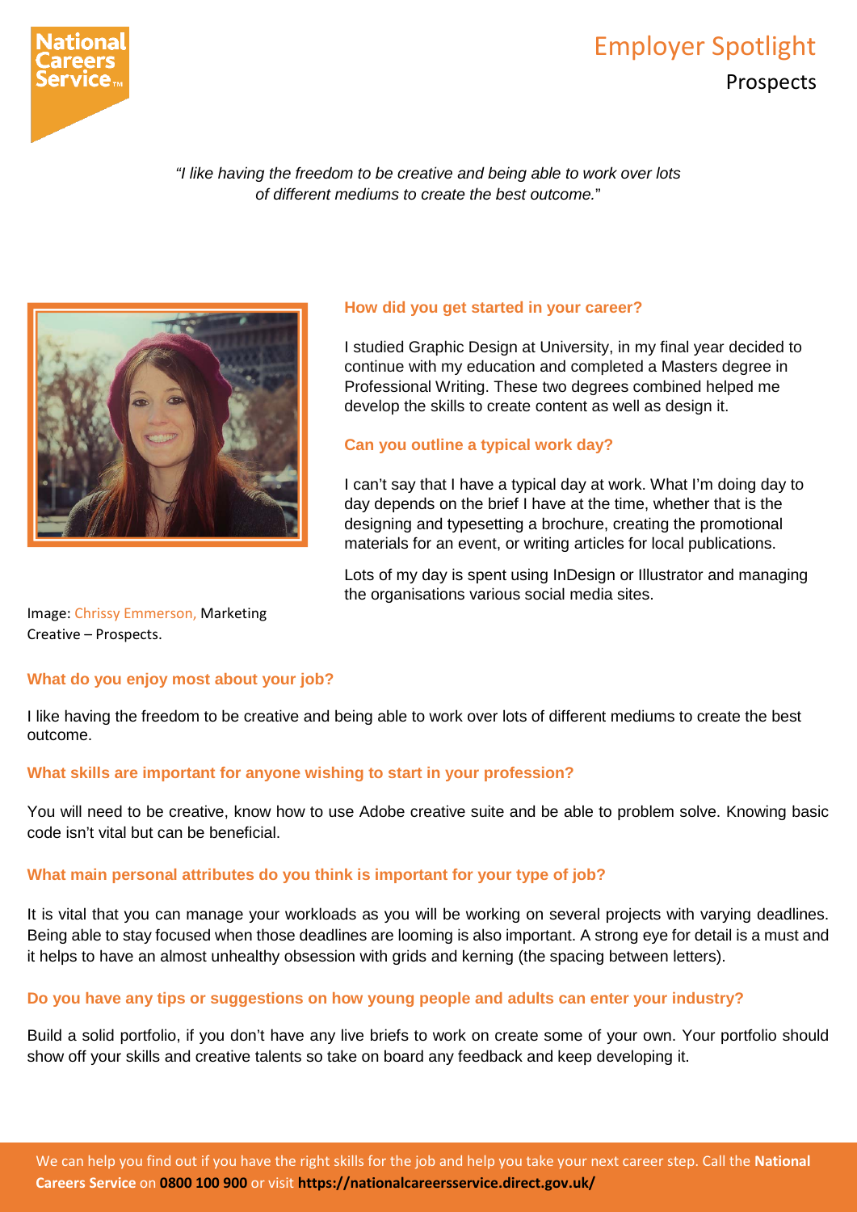# Employer Spotlight

## Prospects

*"I like having the freedom to be creative and being able to work over lots of different mediums to create the best outcome."*

### How did you get started in your career?

I studied Graphic Design at University, in my final year decided to continue with my education and completed a Masters degree in Professional Writing. These two degrees combined helped me develop the skills to create content as well as design it.

### Can you outline a typical work day?

I can't say that I have a typical day at work. What I'm doing day to day depends on the brief I have at the time, whether that is the designing and typesetting a brochure, creating the promotional materials for an event, or writing articles for local publications.

Lots of my day is spent using InDesign or Illustrator and managing the organisations various social media sites.

Image: Chrissy Emmerson, Marketing Creative – Prospects.

### What do you enjoy most about your job?

I like having the freedom to be creative and being able to work over lots of different mediums to create the best outcome.

### What skills are important for anyone wishing to start in your profession?

You will need to be creative, know how to use Adobe creative suite and be able to problem solve. Knowing basic code isn't vital but can be beneficial.

### What main personal attributes do you think is important for your type of job?

It is vital that you can manage your workloads as you will be working on several projects with varying deadlines. Being able to stay focused when those deadlines are looming is also important. A strong eye for detail is a must and it helps to have an almost unhealthy obsession with grids and kerning (the spacing between letters).

### Do you have any tips or suggestions on how young people and adults can enter your industry?

Build a solid portfolio, if you don't have any live briefs to work on create some of your own. Your portfolio should show off your skills and creative talents so take on board any feedback and keep developing it.

We can help you find out if you have the right skills for the job and help you take your next career step. Call the **National Careers Service** on **0800 100 900** or visit **https://nationalcareersservice.direct.gov.uk/**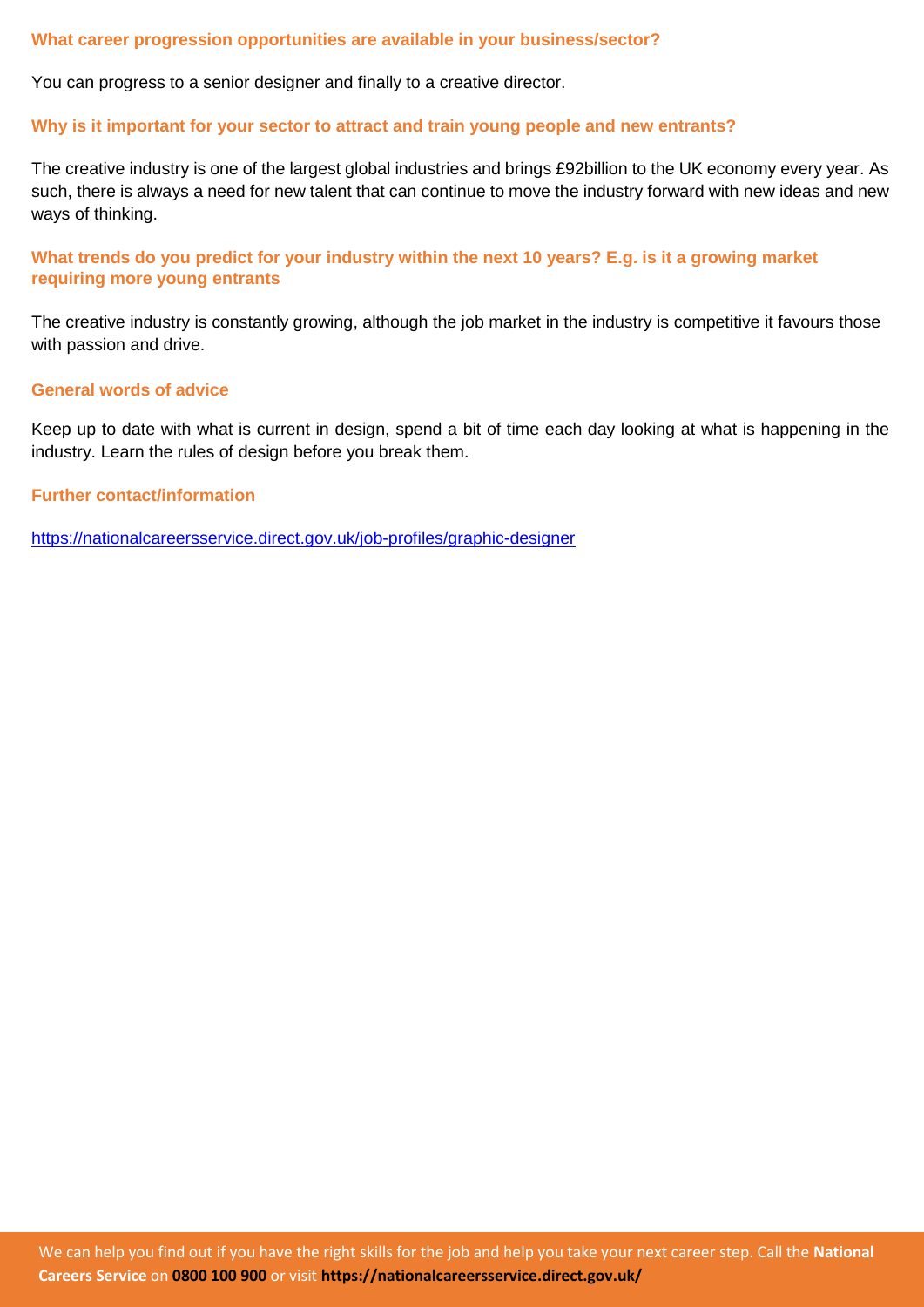**What career progression opportunities are available in your business/sector?**

You can progress to a senior designer and finally to a creative director.

**Why is it important for your sector to attract and train young people and new entrants?**

The creative industry is one of the largest global industries and brings £92billion to the UK economy every year. As such, there is always a need for new talent that can continue to move the industry forward with new ideas and new ways of thinking.

**What trends do you predict for your industry within the next 10 years? E.g. is it a growing market requiring more young entrants**

The creative industry is constantly growing, although the job market in the industry is competitive it favours those with passion and drive.

**General words of advice**

Keep up to date with what is current in design, spend a bit of time each day looking at what is happening in the industry. Learn the rules of design before you break them.

**Further contact/information**

https://nationalcareersservice.direct.gov.uk/job-profiles/graphic-designer

We can help you find out if you have the right skills for the job and help you take your next career step. Call the **National Careers Service** on **0800 100 900** or visit **https://nationalcareersservice.direct.gov.uk/**